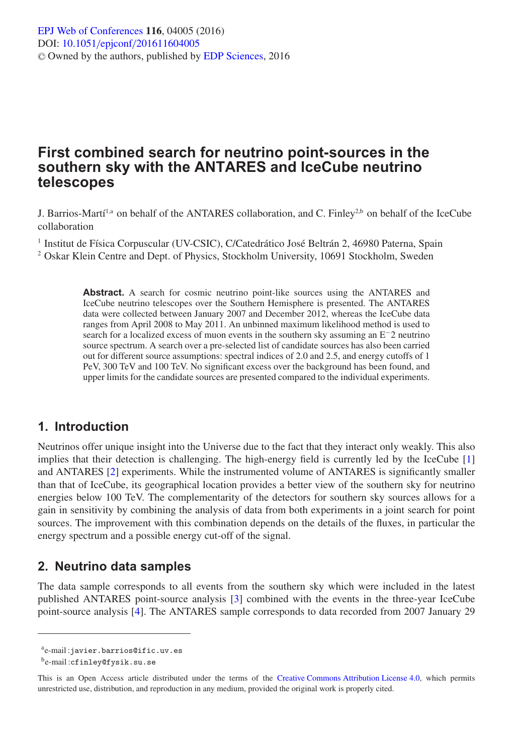# First combined search for neutrino point-sources in the southern sky with the ANTARES and IceCube neutrino telescopes

J. Barrios-Martí[1,a] on behalf of the ANTARES collaboration, and C. Finley[2,b] on behalf of the IceCube collaboration

[1] Institut de Física Corpuscular (UV-CSIC), C/Catedrático José Beltrán 2, 46980 Paterna, Spain

[2] Oskar Klein Centre and Dept. of Physics, Stockholm University, 10691 Stockholm, Sweden

**Abstract.** A search for cosmic neutrino point-like sources using the ANTARES and IceCube neutrino telescopes over the Southern Hemisphere is presented. The ANTARES data were collected between January 2007 and December 2012, whereas the IceCube data ranges from April 2008 to May 2011. An unbinned maximum likelihood method is used to search for a localized excess of muon events in the southern sky assuming an $E^{-}2$ neutrino source spectrum. A search over a pre-selected list of candidate sources has also been carried out for different source assumptions: spectral indices of 2.0 and 2.5, and energy cutoffs of 1 PeV, 300 TeV and 100 TeV. No significant excess over the background has been found, and upper limits for the candidate sources are presented compared to the individual experiments.

## 1. Introduction

Neutrinos offer unique insight into the Universe due to the fact that they interact only weakly. This also implies that their detection is challenging. The high-energy field is currently led by the IceCube [1] and ANTARES [2] experiments. While the instrumented volume of ANTARES is significantly smaller than that of IceCube, its geographical location provides a better view of the southern sky for neutrino energies below 100 TeV. The complementarity of the detectors for southern sky sources allows for a gain in sensitivity by combining the analysis of data from both experiments in a joint search for point sources. The improvement with this combination depends on the details of the fluxes, in particular the energy spectrum and a possible energy cut-off of the signal.

## 2. Neutrino data samples

The data sample corresponds to all events from the southern sky which were included in the latest published ANTARES point-source analysis [3] combined with the events in the three-year IceCube point-source analysis [4]. The ANTARES sample corresponds to data recorded from 2007 January 29

---

[a] e-mail : javier.barrios@ific.uv.es

[b] e-mail : cfinley@fysik.su.se

This is an Open Access article distributed under the terms of the Creative Commons Attribution License 4.0, which permits unrestricted use, distribution, and reproduction in any medium, provided the original work is properly cited.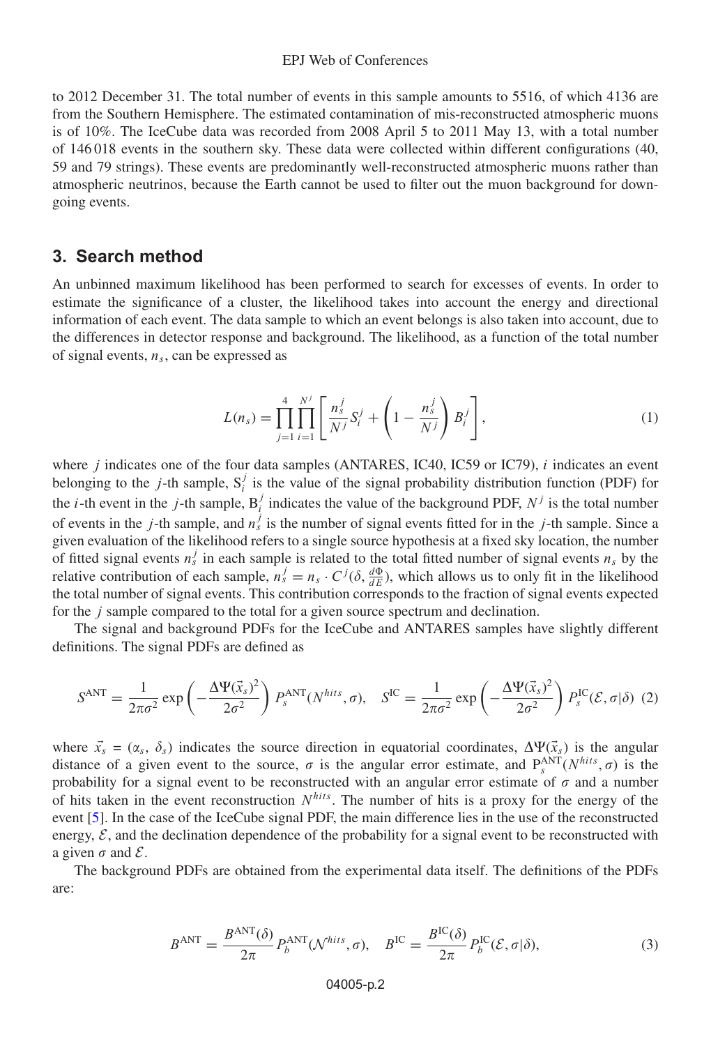to 2012 December 31. The total number of events in this sample amounts to 5516, of which 4136 are from the Southern Hemisphere. The estimated contamination of mis-reconstructed atmospheric muons is of 10%. The IceCube data was recorded from 2008 April 5 to 2011 May 13, with a total number of 146 018 events in the southern sky. These data were collected within different configurations (40, 59 and 79 strings). These events are predominantly well-reconstructed atmospheric muons rather than atmospheric neutrinos, because the Earth cannot be used to filter out the muon background for down-going events.

## 3. Search method

An unbinned maximum likelihood has been performed to search for excesses of events. In order to estimate the significance of a cluster, the likelihood takes into account the energy and directional information of each event. The data sample to which an event belongs is also taken into account, due to the differences in detector response and background. The likelihood, as a function of the total number of signal events, $n_s$, can be expressed as

$$L(n_s) = \prod_{j=1}^{4} \prod_{i=1}^{N^j} \left[ \frac{n_s^j}{N^j} S_i^j + \left(1 - \frac{n_s^j}{N^j}\right) B_i^j \right], \tag{1}$$

where $j$ indicates one of the four data samples (ANTARES, IC40, IC59 or IC79), $i$ indicates an event belonging to the $j$-th sample, $S_i^j$ is the value of the signal probability distribution function (PDF) for the $i$-th event in the $j$-th sample, $B_i^j$ indicates the value of the background PDF, $N^j$ is the total number of events in the $j$-th sample, and $n_s^j$ is the number of signal events fitted for in the $j$-th sample. Since a given evaluation of the likelihood refers to a single source hypothesis at a fixed sky location, the number of fitted signal events $n_s^j$ in each sample is related to the total fitted number of signal events $n_s$ by the relative contribution of each sample, $n_s^j = n_s \cdot C^j(\delta, \frac{d\Phi}{dE})$, which allows us to only fit in the likelihood the total number of signal events. This contribution corresponds to the fraction of signal events expected for the $j$ sample compared to the total for a given source spectrum and declination.

The signal and background PDFs for the IceCube and ANTARES samples have slightly different definitions. The signal PDFs are defined as

$$S^{\mathrm{ANT}} = \frac{1}{2\pi\sigma^2} \exp\left(-\frac{\Delta\Psi(\vec{x}_s)^2}{2\sigma^2}\right) P_s^{\mathrm{ANT}}(N^{hits}, \sigma), \quad S^{\mathrm{IC}} = \frac{1}{2\pi\sigma^2} \exp\left(-\frac{\Delta\Psi(\vec{x}_s)^2}{2\sigma^2}\right) P_s^{\mathrm{IC}}(\mathcal{E}, \sigma|\delta) \tag{2}$$

where $\vec{x}_s = (\alpha_s, \delta_s)$ indicates the source direction in equatorial coordinates, $\Delta\Psi(\vec{x}_s)$ is the angular distance of a given event to the source, $\sigma$ is the angular error estimate, and $P_s^{\mathrm{ANT}}(N^{hits}, \sigma)$ is the probability for a signal event to be reconstructed with an angular error estimate of $\sigma$ and a number of hits taken in the event reconstruction $N^{hits}$. The number of hits is a proxy for the energy of the event [5]. In the case of the IceCube signal PDF, the main difference lies in the use of the reconstructed energy, $\mathcal{E}$, and the declination dependence of the probability for a signal event to be reconstructed with a given $\sigma$ and $\mathcal{E}$.

The background PDFs are obtained from the experimental data itself. The definitions of the PDFs are:

$$B^{\mathrm{ANT}} = \frac{B^{\mathrm{ANT}}(\delta)}{2\pi} P_b^{\mathrm{ANT}}(\mathcal{N}^{hits}, \sigma), \quad B^{\mathrm{IC}} = \frac{B^{\mathrm{IC}}(\delta)}{2\pi} P_b^{\mathrm{IC}}(\mathcal{E}, \sigma|\delta), \tag{3}$$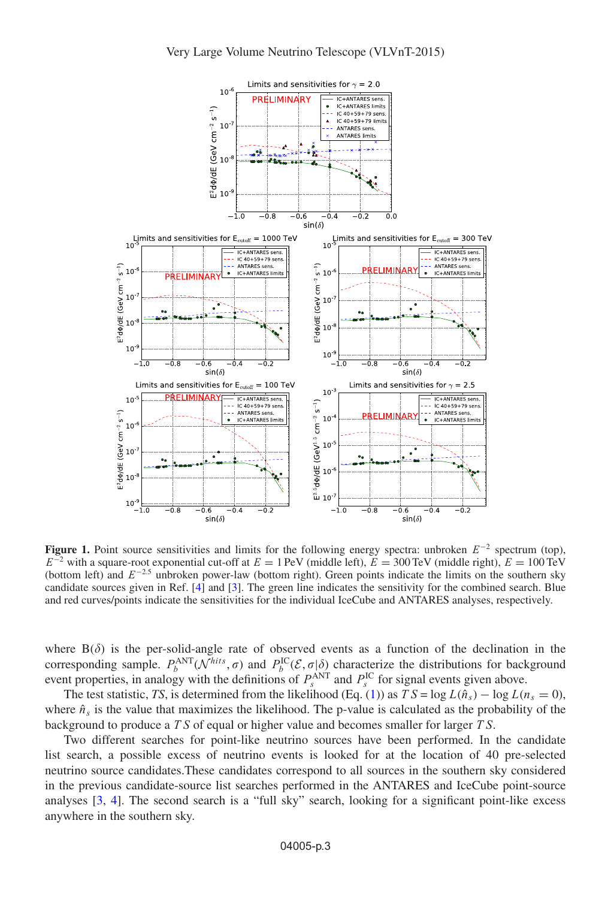**Figure 1.** Point source sensitivities and limits for the following energy spectra: unbroken $E^{-2}$ spectrum (top), $E^{-2}$ with a square-root exponential cut-off at $E = 1$ PeV (middle left), $E = 300$ TeV (middle right), $E = 100$ TeV (bottom left) and $E^{-2.5}$ unbroken power-law (bottom right). Green points indicate the limits on the southern sky candidate sources given in Ref. [4] and [3]. The green line indicates the sensitivity for the combined search. Blue and red curves/points indicate the sensitivities for the individual IceCube and ANTARES analyses, respectively.

where $B(\delta)$ is the per-solid-angle rate of observed events as a function of the declination in the corresponding sample. $P_b^{\mathrm{ANT}}(\mathcal{N}^{hits}, \sigma)$ and $P_b^{\mathrm{IC}}(\mathcal{E}, \sigma|\delta)$ characterize the distributions for background event properties, in analogy with the definitions of $P_s^{\mathrm{ANT}}$ and $P_s^{\mathrm{IC}}$ for signal events given above.

The test statistic, *TS*, is determined from the likelihood (Eq. (1)) as $TS = \log L(\hat{n}_s) - \log L(n_s = 0)$, where $\hat{n}_s$ is the value that maximizes the likelihood. The p-value is calculated as the probability of the background to produce a $TS$ of equal or higher value and becomes smaller for larger $TS$.

Two different searches for point-like neutrino sources have been performed. In the candidate list search, a possible excess of neutrino events is looked for at the location of 40 pre-selected neutrino source candidates.These candidates correspond to all sources in the southern sky considered in the previous candidate-source list searches performed in the ANTARES and IceCube point-source analyses [3, 4]. The second search is a "full sky" search, looking for a significant point-like excess anywhere in the southern sky.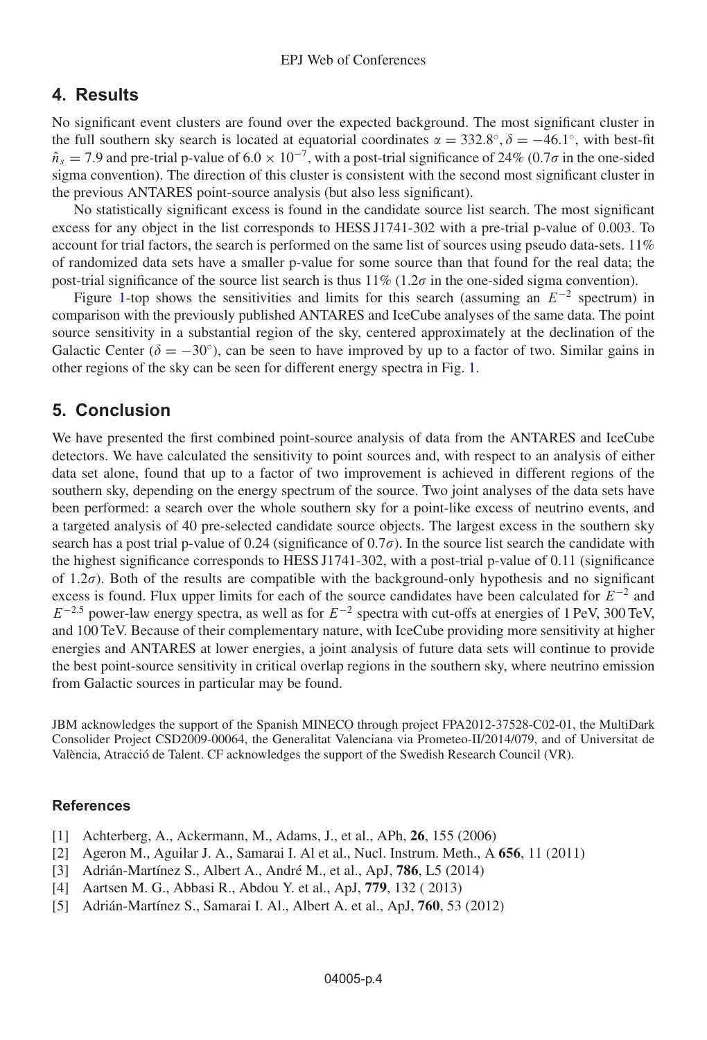## 4. Results

No significant event clusters are found over the expected background. The most significant cluster in the full southern sky search is located at equatorial coordinates $\alpha = 332.8^\circ, \delta = -46.1^\circ$, with best-fit $\hat{n}_s = 7.9$ and pre-trial p-value of $6.0 \times 10^{-7}$, with a post-trial significance of 24% ($0.7\sigma$ in the one-sided sigma convention). The direction of this cluster is consistent with the second most significant cluster in the previous ANTARES point-source analysis (but also less significant).

No statistically significant excess is found in the candidate source list search. The most significant excess for any object in the list corresponds to HESS J1741-302 with a pre-trial p-value of 0.003. To account for trial factors, the search is performed on the same list of sources using pseudo data-sets. 11% of randomized data sets have a smaller p-value for some source than that found for the real data; the post-trial significance of the source list search is thus 11% ($1.2\sigma$ in the one-sided sigma convention).

Figure 1-top shows the sensitivities and limits for this search (assuming an $E^{-2}$ spectrum) in comparison with the previously published ANTARES and IceCube analyses of the same data. The point source sensitivity in a substantial region of the sky, centered approximately at the declination of the Galactic Center ($\delta = -30^\circ$), can be seen to have improved by up to a factor of two. Similar gains in other regions of the sky can be seen for different energy spectra in Fig. 1.

## 5. Conclusion

We have presented the first combined point-source analysis of data from the ANTARES and IceCube detectors. We have calculated the sensitivity to point sources and, with respect to an analysis of either data set alone, found that up to a factor of two improvement is achieved in different regions of the southern sky, depending on the energy spectrum of the source. Two joint analyses of the data sets have been performed: a search over the whole southern sky for a point-like excess of neutrino events, and a targeted analysis of 40 pre-selected candidate source objects. The largest excess in the southern sky search has a post trial p-value of 0.24 (significance of $0.7\sigma$). In the source list search the candidate with the highest significance corresponds to HESS J1741-302, with a post-trial p-value of 0.11 (significance of $1.2\sigma$). Both of the results are compatible with the background-only hypothesis and no significant excess is found. Flux upper limits for each of the source candidates have been calculated for $E^{-2}$ and $E^{-2.5}$ power-law energy spectra, as well as for $E^{-2}$ spectra with cut-offs at energies of 1 PeV, 300 TeV, and 100 TeV. Because of their complementary nature, with IceCube providing more sensitivity at higher energies and ANTARES at lower energies, a joint analysis of future data sets will continue to provide the best point-source sensitivity in critical overlap regions in the southern sky, where neutrino emission from Galactic sources in particular may be found.

JBM acknowledges the support of the Spanish MINECO through project FPA2012-37528-C02-01, the MultiDark Consolider Project CSD2009-00064, the Generalitat Valenciana via Prometeo-II/2014/079, and of Universitat de València, Atracció de Talent. CF acknowledges the support of the Swedish Research Council (VR).

### References

[1] Achterberg, A., Ackermann, M., Adams, J., et al., APh, **26**, 155 (2006)

[2] Ageron M., Aguilar J. A., Samarai I. Al et al., Nucl. Instrum. Meth., A **656**, 11 (2011)

[3] Adrián-Martínez S., Albert A., André M., et al., ApJ, **786**, L5 (2014)

[4] Aartsen M. G., Abbasi R., Abdou Y. et al., ApJ, **779**, 132 ( 2013)

[5] Adrián-Martínez S., Samarai I. Al., Albert A. et al., ApJ, **760**, 53 (2012)